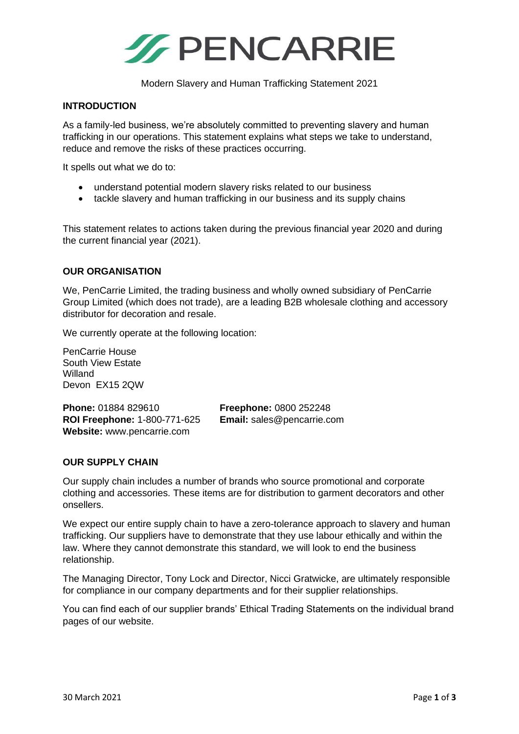# PENCARRIE

Modern Slavery and Human Trafficking Statement 2021

## INTRODUCTION

As a family-led business, we're absolutely committed to preventing slavery and human trafficking in our operations. This statement explains what steps we take to understand, reduce and remove the risks of these practices occurring.

It spells out what we do to:

- understand potential modern slavery risks related to our business
- tackle slavery and human trafficking in our business and its supply chains

This statement relates to actions taken during the previous financial year 2020 and during the current financial year (2021).

## OUR ORGANISATION

We, PenCarrie Limited, the trading business and wholly owned subsidiary of PenCarrie Group Limited (which does not trade), are a leading B2B wholesale clothing and accessory distributor for decoration and resale.

We currently operate at the following location:

PenCarrie House
South View Estate
Willand
Devon EX15 2QW

**Phone:** 01884 829610
**ROI Freephone:** 1-800-771-625
**Website:** www.pencarrie.com
**Freephone:** 0800 252248
**Email:** sales@pencarrie.com

## OUR SUPPLY CHAIN

Our supply chain includes a number of brands who source promotional and corporate clothing and accessories. These items are for distribution to garment decorators and other onsellers.

We expect our entire supply chain to have a zero-tolerance approach to slavery and human trafficking. Our suppliers have to demonstrate that they use labour ethically and within the law. Where they cannot demonstrate this standard, we will look to end the business relationship.

The Managing Director, Tony Lock and Director, Nicci Gratwicke, are ultimately responsible for compliance in our company departments and for their supplier relationships.

You can find each of our supplier brands' Ethical Trading Statements on the individual brand pages of our website.

30 March 2021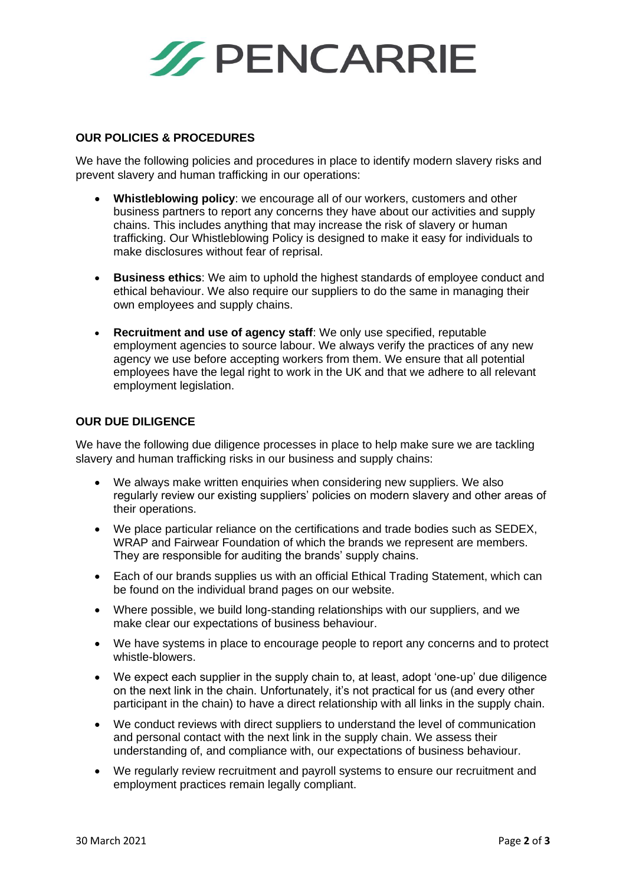## OUR POLICIES & PROCEDURES

We have the following policies and procedures in place to identify modern slavery risks and prevent slavery and human trafficking in our operations:

- **Whistleblowing policy**: we encourage all of our workers, customers and other business partners to report any concerns they have about our activities and supply chains. This includes anything that may increase the risk of slavery or human trafficking. Our Whistleblowing Policy is designed to make it easy for individuals to make disclosures without fear of reprisal.
- **Business ethics**: We aim to uphold the highest standards of employee conduct and ethical behaviour. We also require our suppliers to do the same in managing their own employees and supply chains.
- **Recruitment and use of agency staff**: We only use specified, reputable employment agencies to source labour. We always verify the practices of any new agency we use before accepting workers from them. We ensure that all potential employees have the legal right to work in the UK and that we adhere to all relevant employment legislation.

## OUR DUE DILIGENCE

We have the following due diligence processes in place to help make sure we are tackling slavery and human trafficking risks in our business and supply chains:

- We always make written enquiries when considering new suppliers. We also regularly review our existing suppliers' policies on modern slavery and other areas of their operations.
- We place particular reliance on the certifications and trade bodies such as SEDEX, WRAP and Fairwear Foundation of which the brands we represent are members. They are responsible for auditing the brands' supply chains.
- Each of our brands supplies us with an official Ethical Trading Statement, which can be found on the individual brand pages on our website.
- Where possible, we build long-standing relationships with our suppliers, and we make clear our expectations of business behaviour.
- We have systems in place to encourage people to report any concerns and to protect whistle-blowers.
- We expect each supplier in the supply chain to, at least, adopt 'one-up' due diligence on the next link in the chain. Unfortunately, it's not practical for us (and every other participant in the chain) to have a direct relationship with all links in the supply chain.
- We conduct reviews with direct suppliers to understand the level of communication and personal contact with the next link in the supply chain. We assess their understanding of, and compliance with, our expectations of business behaviour.
- We regularly review recruitment and payroll systems to ensure our recruitment and employment practices remain legally compliant.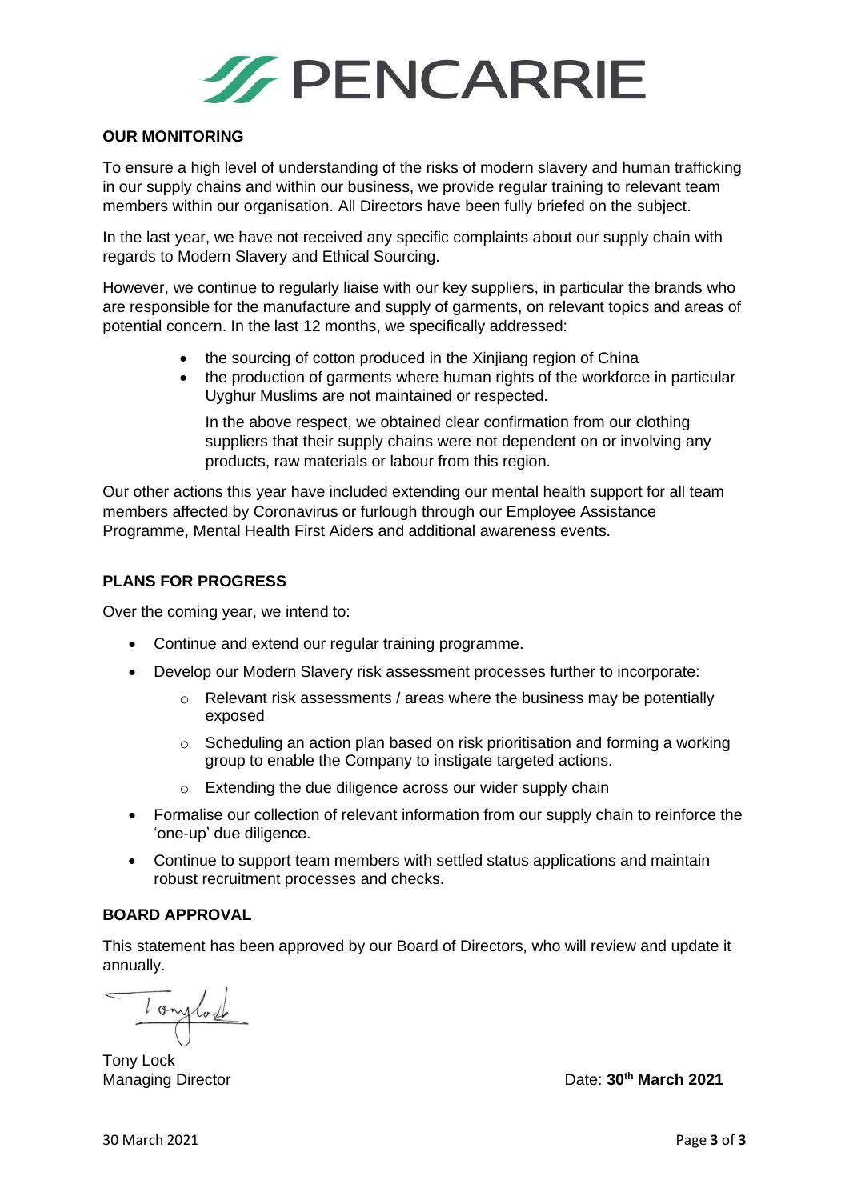## OUR MONITORING

To ensure a high level of understanding of the risks of modern slavery and human trafficking in our supply chains and within our business, we provide regular training to relevant team members within our organisation. All Directors have been fully briefed on the subject.

In the last year, we have not received any specific complaints about our supply chain with regards to Modern Slavery and Ethical Sourcing.

However, we continue to regularly liaise with our key suppliers, in particular the brands who are responsible for the manufacture and supply of garments, on relevant topics and areas of potential concern. In the last 12 months, we specifically addressed:

- the sourcing of cotton produced in the Xinjiang region of China
- the production of garments where human rights of the workforce in particular Uyghur Muslims are not maintained or respected.

  In the above respect, we obtained clear confirmation from our clothing suppliers that their supply chains were not dependent on or involving any products, raw materials or labour from this region.

Our other actions this year have included extending our mental health support for all team members affected by Coronavirus or furlough through our Employee Assistance Programme, Mental Health First Aiders and additional awareness events.

## PLANS FOR PROGRESS

Over the coming year, we intend to:

- Continue and extend our regular training programme.
- Develop our Modern Slavery risk assessment processes further to incorporate:
  - Relevant risk assessments / areas where the business may be potentially exposed
  - Scheduling an action plan based on risk prioritisation and forming a working group to enable the Company to instigate targeted actions.
  - Extending the due diligence across our wider supply chain
- Formalise our collection of relevant information from our supply chain to reinforce the 'one-up' due diligence.
- Continue to support team members with settled status applications and maintain robust recruitment processes and checks.

## BOARD APPROVAL

This statement has been approved by our Board of Directors, who will review and update it annually.

Tony Lock
Managing Director

Date: **30th March 2021**